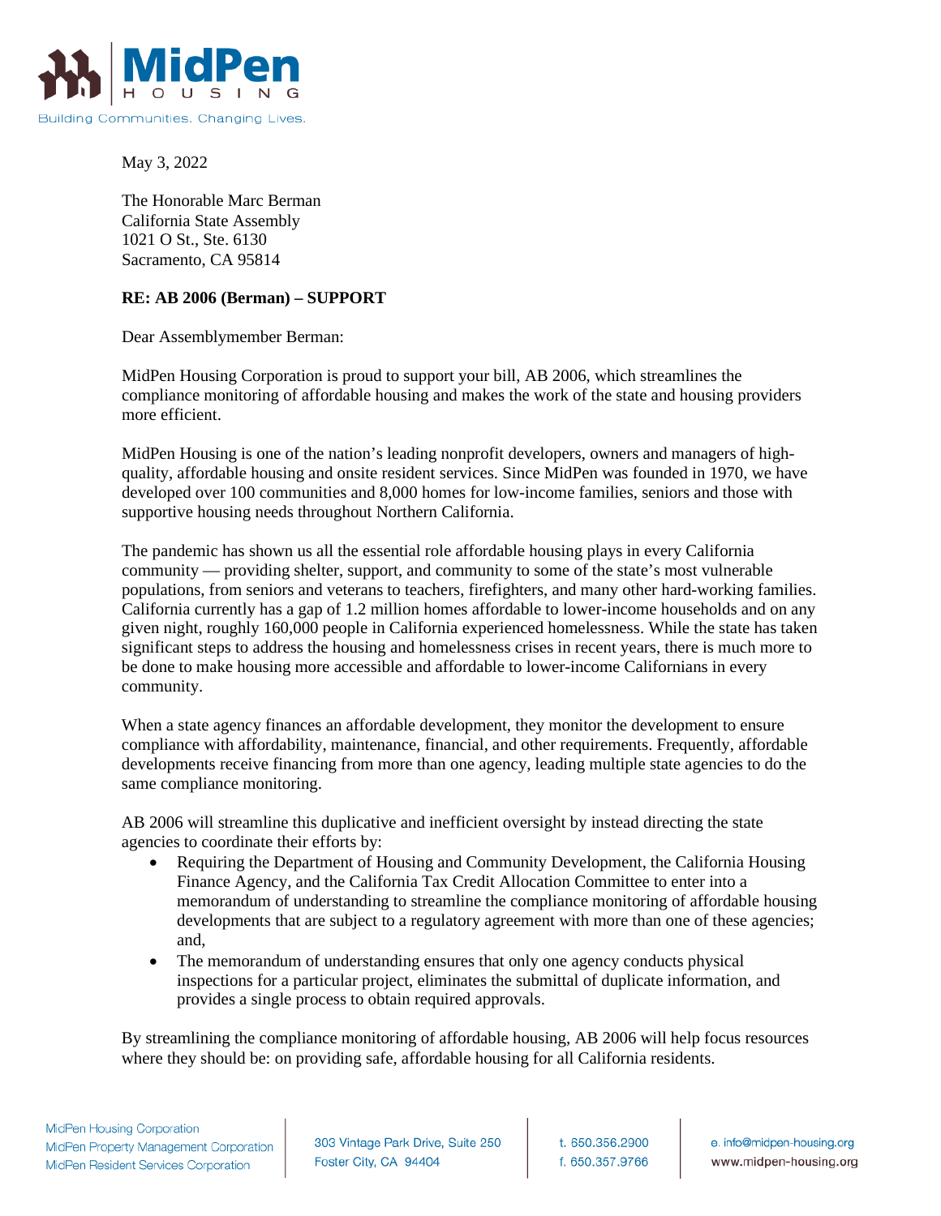MidPen HOUSING
Building Communities. Changing Lives.

May 3, 2022

The Honorable Marc Berman
California State Assembly
1021 O St., Ste. 6130
Sacramento, CA 95814

**RE: AB 2006 (Berman) – SUPPORT**

Dear Assemblymember Berman:

MidPen Housing Corporation is proud to support your bill, AB 2006, which streamlines the compliance monitoring of affordable housing and makes the work of the state and housing providers more efficient.

MidPen Housing is one of the nation's leading nonprofit developers, owners and managers of high-quality, affordable housing and onsite resident services. Since MidPen was founded in 1970, we have developed over 100 communities and 8,000 homes for low-income families, seniors and those with supportive housing needs throughout Northern California.

The pandemic has shown us all the essential role affordable housing plays in every California community — providing shelter, support, and community to some of the state's most vulnerable populations, from seniors and veterans to teachers, firefighters, and many other hard-working families. California currently has a gap of 1.2 million homes affordable to lower-income households and on any given night, roughly 160,000 people in California experienced homelessness. While the state has taken significant steps to address the housing and homelessness crises in recent years, there is much more to be done to make housing more accessible and affordable to lower-income Californians in every community.

When a state agency finances an affordable development, they monitor the development to ensure compliance with affordability, maintenance, financial, and other requirements. Frequently, affordable developments receive financing from more than one agency, leading multiple state agencies to do the same compliance monitoring.

AB 2006 will streamline this duplicative and inefficient oversight by instead directing the state agencies to coordinate their efforts by:

- Requiring the Department of Housing and Community Development, the California Housing Finance Agency, and the California Tax Credit Allocation Committee to enter into a memorandum of understanding to streamline the compliance monitoring of affordable housing developments that are subject to a regulatory agreement with more than one of these agencies; and,
- The memorandum of understanding ensures that only one agency conducts physical inspections for a particular project, eliminates the submittal of duplicate information, and provides a single process to obtain required approvals.

By streamlining the compliance monitoring of affordable housing, AB 2006 will help focus resources where they should be: on providing safe, affordable housing for all California residents.

MidPen Housing Corporation
MidPen Property Management Corporation
MidPen Resident Services Corporation

303 Vintage Park Drive, Suite 250
Foster City, CA 94404

t. 650.356.2900
f. 650.357.9766

e. info@midpen-housing.org
www.midpen-housing.org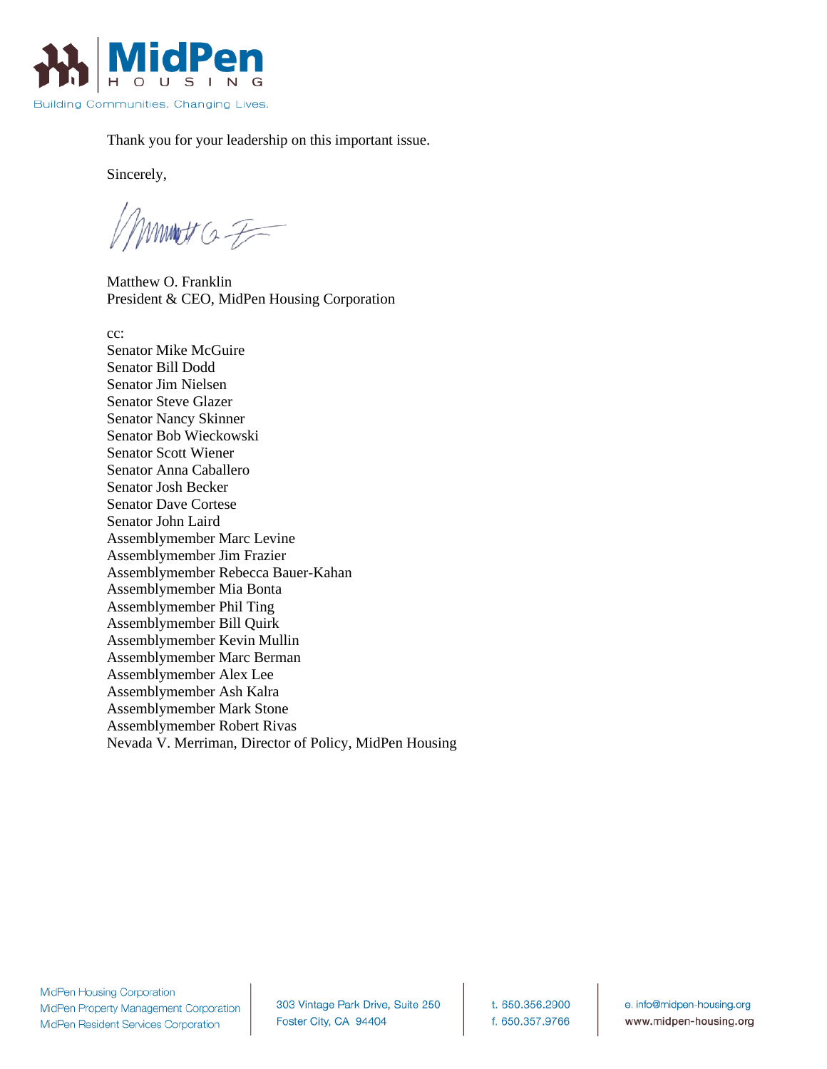Thank you for your leadership on this important issue.

Sincerely,

Matthew O. Franklin
President & CEO, MidPen Housing Corporation

cc:
Senator Mike McGuire
Senator Bill Dodd
Senator Jim Nielsen
Senator Steve Glazer
Senator Nancy Skinner
Senator Bob Wieckowski
Senator Scott Wiener
Senator Anna Caballero
Senator Josh Becker
Senator Dave Cortese
Senator John Laird
Assemblymember Marc Levine
Assemblymember Jim Frazier
Assemblymember Rebecca Bauer-Kahan
Assemblymember Mia Bonta
Assemblymember Phil Ting
Assemblymember Bill Quirk
Assemblymember Kevin Mullin
Assemblymember Marc Berman
Assemblymember Alex Lee
Assemblymember Ash Kalra
Assemblymember Mark Stone
Assemblymember Robert Rivas
Nevada V. Merriman, Director of Policy, MidPen Housing